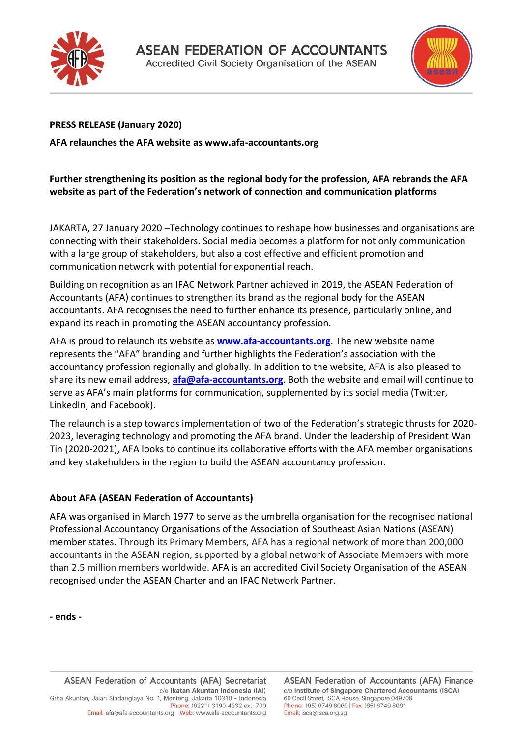# ASEAN FEDERATION OF ACCOUNTANTS

Accredited Civil Society Organisation of the ASEAN

**PRESS RELEASE (January 2020)**

**AFA relaunches the AFA website as www.afa-accountants.org**

**Further strengthening its position as the regional body for the profession, AFA rebrands the AFA website as part of the Federation's network of connection and communication platforms**

JAKARTA, 27 January 2020 –Technology continues to reshape how businesses and organisations are connecting with their stakeholders. Social media becomes a platform for not only communication with a large group of stakeholders, but also a cost effective and efficient promotion and communication network with potential for exponential reach.

Building on recognition as an IFAC Network Partner achieved in 2019, the ASEAN Federation of Accountants (AFA) continues to strengthen its brand as the regional body for the ASEAN accountants. AFA recognises the need to further enhance its presence, particularly online, and expand its reach in promoting the ASEAN accountancy profession.

AFA is proud to relaunch its website as **www.afa-accountants.org**. The new website name represents the "AFA" branding and further highlights the Federation's association with the accountancy profession regionally and globally. In addition to the website, AFA is also pleased to share its new email address, **afa@afa-accountants.org**. Both the website and email will continue to serve as AFA's main platforms for communication, supplemented by its social media (Twitter, LinkedIn, and Facebook).

The relaunch is a step towards implementation of two of the Federation's strategic thrusts for 2020-2023, leveraging technology and promoting the AFA brand. Under the leadership of President Wan Tin (2020-2021), AFA looks to continue its collaborative efforts with the AFA member organisations and key stakeholders in the region to build the ASEAN accountancy profession.

**About AFA (ASEAN Federation of Accountants)**

AFA was organised in March 1977 to serve as the umbrella organisation for the recognised national Professional Accountancy Organisations of the Association of Southeast Asian Nations (ASEAN) member states. Through its Primary Members, AFA has a regional network of more than 200,000 accountants in the ASEAN region, supported by a global network of Associate Members with more than 2.5 million members worldwide. AFA is an accredited Civil Society Organisation of the ASEAN recognised under the ASEAN Charter and an IFAC Network Partner.

**- ends -**

ASEAN Federation of Accountants (AFA) Secretariat
c/o **Ikatan Akuntan Indonesia (IAI)**
Grha Akuntan, Jalan Sindanglaya No. 1, Menteng, Jakarta 10310 – Indonesia
Phone: (6221) 3190 4232 ext. 700
Email: afa@afa-accountants.org | Web: www.afa-accountants.org

ASEAN Federation of Accountants (AFA) Finance
c/o **Institute of Singapore Chartered Accountants (ISCA)**
60 Cecil Street, ISCA House, Singapore 049709
Phone: (65) 6749 8060 | Fax: (65) 6749 8061
Email: isca@isca.org.sg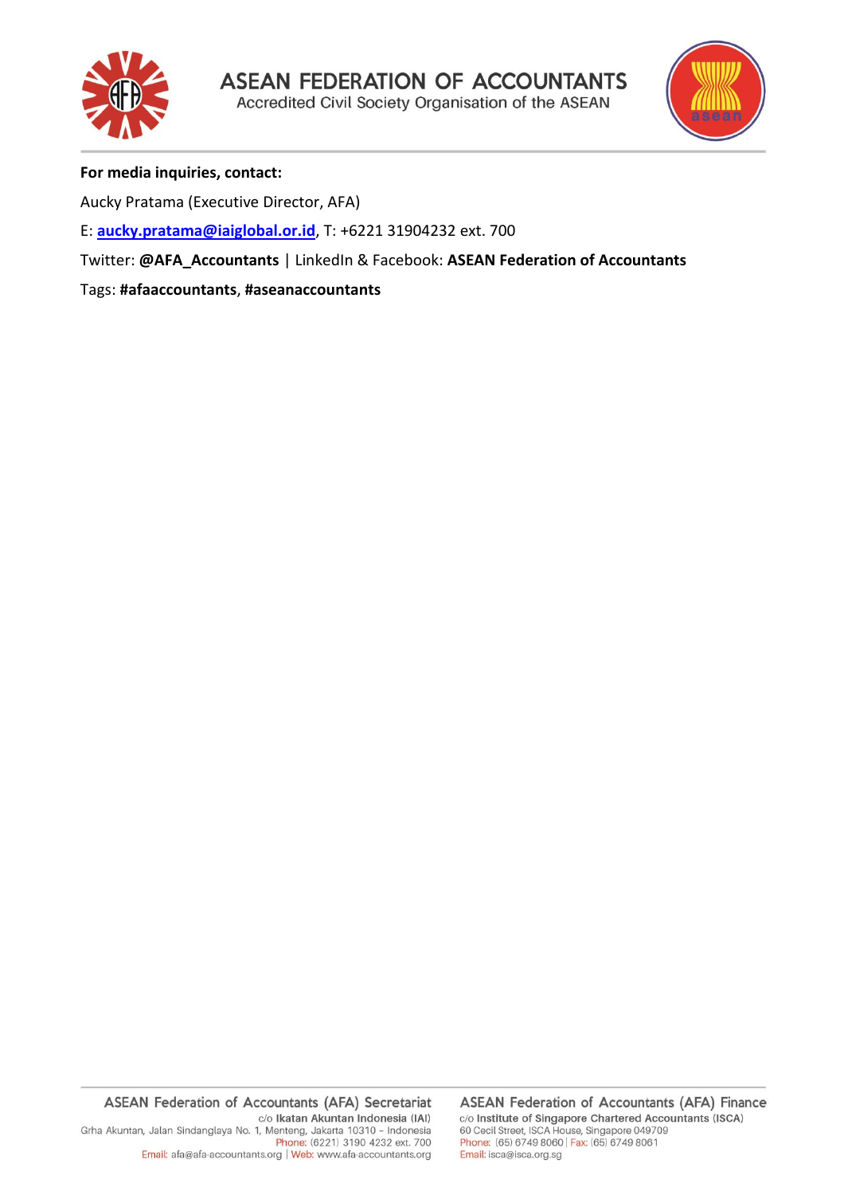**For media inquiries, contact:**

Aucky Pratama (Executive Director, AFA)

E: **aucky.pratama@iaiglobal.or.id**, T: +6221 31904232 ext. 700

Twitter: **@AFA_Accountants** | LinkedIn & Facebook: **ASEAN Federation of Accountants**

Tags: **#afaaccountants**, **#aseanaccountants**